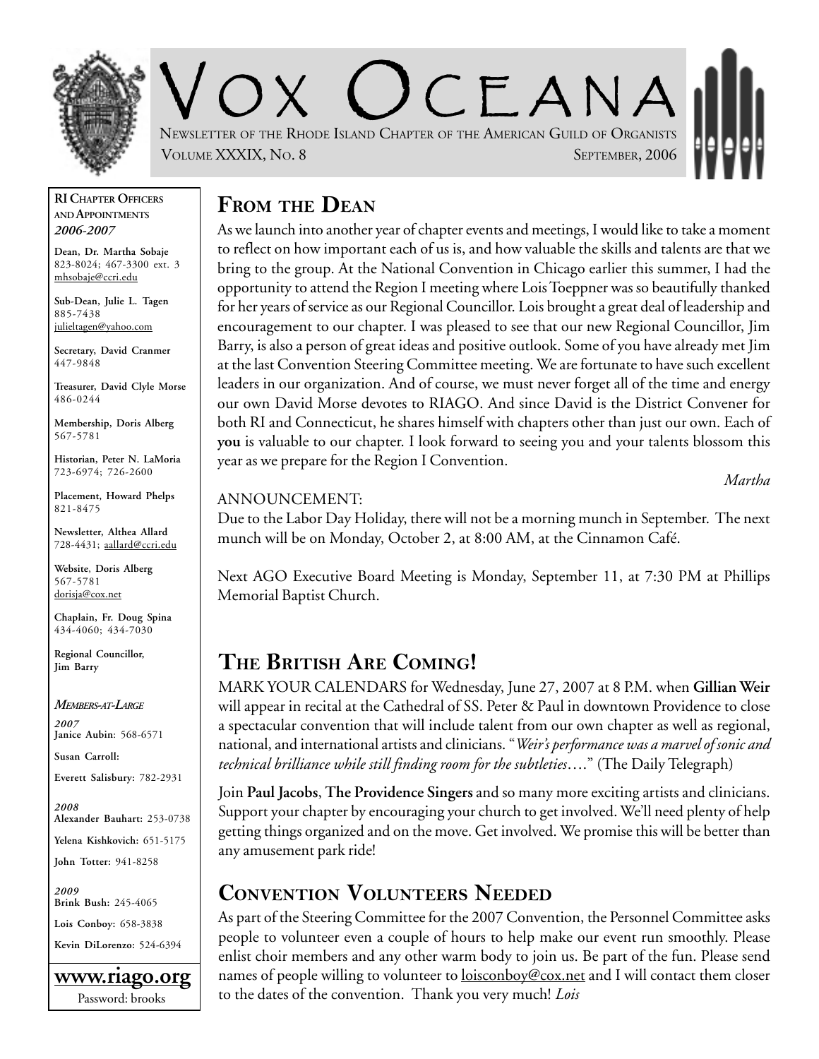# Vox Oceana

Newsletter of the Rhode Island Chapter of the American Guild of Organists

Volume XXXIX, No. 8 — September, 2006

**RI Chapter Officers and Appointments**
***2006-2007***

**Dean, Dr. Martha Sobaje**
823-8024; 467-3300 ext. 3
mhsobaje@ccri.edu

**Sub-Dean, Julie L. Tagen**
885-7438
julieltagen@yahoo.com

**Secretary, David Cranmer**
447-9848

**Treasurer, David Clyle Morse**
486-0244

**Membership, Doris Alberg**
567-5781

**Historian, Peter N. LaMoria**
723-6974; 726-2600

**Placement, Howard Phelps**
821-8475

**Newsletter, Althea Allard**
728-4431; aallard@ccri.edu

**Website, Doris Alberg**
567-5781
dorisja@cox.net

**Chaplain, Fr. Doug Spina**
434-4060; 434-7030

**Regional Councillor, Jim Barry**

***Members-at-Large***

***2007***
**Janice Aubin**: 568-6571
**Susan Carroll:**
**Everett Salisbury:** 782-2931

***2008***
**Alexander Bauhart:** 253-0738
**Yelena Kishkovich:** 651-5175
**John Totter:** 941-8258

***2009***
**Brink Bush:** 245-4065
**Lois Conboy:** 658-3838
**Kevin DiLorenzo:** 524-6394

**www.riago.org**
Password: brooks

## From the Dean

As we launch into another year of chapter events and meetings, I would like to take a moment to reflect on how important each of us is, and how valuable the skills and talents are that we bring to the group. At the National Convention in Chicago earlier this summer, I had the opportunity to attend the Region I meeting where Lois Toeppner was so beautifully thanked for her years of service as our Regional Councillor. Lois brought a great deal of leadership and encouragement to our chapter. I was pleased to see that our new Regional Councillor, Jim Barry, is also a person of great ideas and positive outlook. Some of you have already met Jim at the last Convention Steering Committee meeting. We are fortunate to have such excellent leaders in our organization. And of course, we must never forget all of the time and energy our own David Morse devotes to RIAGO. And since David is the District Convener for both RI and Connecticut, he shares himself with chapters other than just our own. Each of **you** is valuable to our chapter. I look forward to seeing you and your talents blossom this year as we prepare for the Region I Convention.

*Martha*

ANNOUNCEMENT:
Due to the Labor Day Holiday, there will not be a morning munch in September. The next munch will be on Monday, October 2, at 8:00 AM, at the Cinnamon Café.

Next AGO Executive Board Meeting is Monday, September 11, at 7:30 PM at Phillips Memorial Baptist Church.

## The British Are Coming!

MARK YOUR CALENDARS for Wednesday, June 27, 2007 at 8 P.M. when **Gillian Weir** will appear in recital at the Cathedral of SS. Peter & Paul in downtown Providence to close a spectacular convention that will include talent from our own chapter as well as regional, national, and international artists and clinicians. "*Weir's performance was a marvel of sonic and technical brilliance while still finding room for the subtleties*…." (The Daily Telegraph)

Join **Paul Jacobs**, **The Providence Singers** and so many more exciting artists and clinicians. Support your chapter by encouraging your church to get involved. We'll need plenty of help getting things organized and on the move. Get involved. We promise this will be better than any amusement park ride!

## Convention Volunteers Needed

As part of the Steering Committee for the 2007 Convention, the Personnel Committee asks people to volunteer even a couple of hours to help make our event run smoothly. Please enlist choir members and any other warm body to join us. Be part of the fun. Please send names of people willing to volunteer to loisconboy@cox.net and I will contact them closer to the dates of the convention. Thank you very much! *Lois*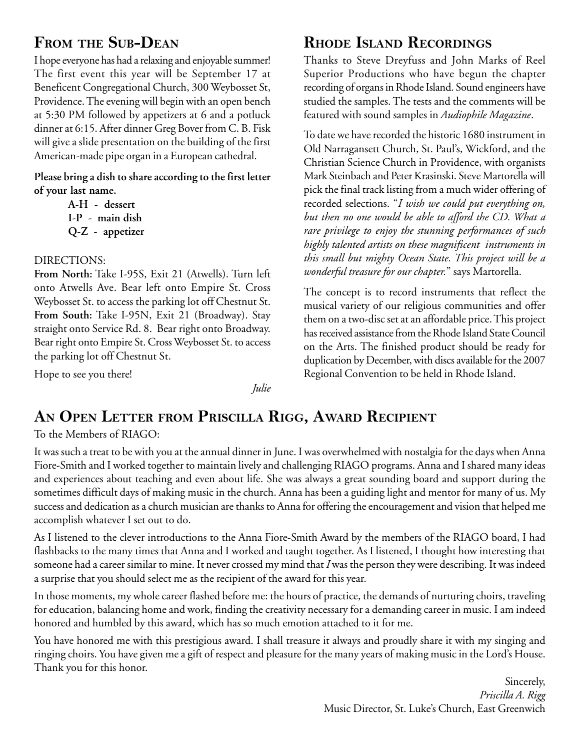## From the Sub-Dean

I hope everyone has had a relaxing and enjoyable summer! The first event this year will be September 17 at Beneficent Congregational Church, 300 Weybosset St, Providence. The evening will begin with an open bench at 5:30 PM followed by appetizers at 6 and a potluck dinner at 6:15. After dinner Greg Bover from C. B. Fisk will give a slide presentation on the building of the first American-made pipe organ in a European cathedral.

**Please bring a dish to share according to the first letter of your last name.**

- **A-H - dessert**
- **I-P - main dish**
- **Q-Z - appetizer**

DIRECTIONS:

**From North:** Take I-95S, Exit 21 (Atwells). Turn left onto Atwells Ave. Bear left onto Empire St. Cross Weybosset St. to access the parking lot off Chestnut St.

**From South:** Take I-95N, Exit 21 (Broadway). Stay straight onto Service Rd. 8. Bear right onto Broadway. Bear right onto Empire St. Cross Weybosset St. to access the parking lot off Chestnut St.

Hope to see you there!

*Julie*

## Rhode Island Recordings

Thanks to Steve Dreyfuss and John Marks of Reel Superior Productions who have begun the chapter recording of organs in Rhode Island. Sound engineers have studied the samples. The tests and the comments will be featured with sound samples in *Audiophile Magazine*.

To date we have recorded the historic 1680 instrument in Old Narragansett Church, St. Paul's, Wickford, and the Christian Science Church in Providence, with organists Mark Steinbach and Peter Krasinski. Steve Martorella will pick the final track listing from a much wider offering of recorded selections. "*I wish we could put everything on, but then no one would be able to afford the CD. What a rare privilege to enjoy the stunning performances of such highly talented artists on these magnificent instruments in this small but mighty Ocean State. This project will be a wonderful treasure for our chapter.*" says Martorella.

The concept is to record instruments that reflect the musical variety of our religious communities and offer them on a two-disc set at an affordable price. This project has received assistance from the Rhode Island State Council on the Arts. The finished product should be ready for duplication by December, with discs available for the 2007 Regional Convention to be held in Rhode Island.

## An Open Letter from Priscilla Rigg, Award Recipient

To the Members of RIAGO:

It was such a treat to be with you at the annual dinner in June. I was overwhelmed with nostalgia for the days when Anna Fiore-Smith and I worked together to maintain lively and challenging RIAGO programs. Anna and I shared many ideas and experiences about teaching and even about life. She was always a great sounding board and support during the sometimes difficult days of making music in the church. Anna has been a guiding light and mentor for many of us. My success and dedication as a church musician are thanks to Anna for offering the encouragement and vision that helped me accomplish whatever I set out to do.

As I listened to the clever introductions to the Anna Fiore-Smith Award by the members of the RIAGO board, I had flashbacks to the many times that Anna and I worked and taught together. As I listened, I thought how interesting that someone had a career similar to mine. It never crossed my mind that *I* was the person they were describing. It was indeed a surprise that you should select me as the recipient of the award for this year.

In those moments, my whole career flashed before me: the hours of practice, the demands of nurturing choirs, traveling for education, balancing home and work, finding the creativity necessary for a demanding career in music. I am indeed honored and humbled by this award, which has so much emotion attached to it for me.

You have honored me with this prestigious award. I shall treasure it always and proudly share it with my singing and ringing choirs. You have given me a gift of respect and pleasure for the many years of making music in the Lord's House. Thank you for this honor.

Sincerely,
*Priscilla A. Rigg*
Music Director, St. Luke's Church, East Greenwich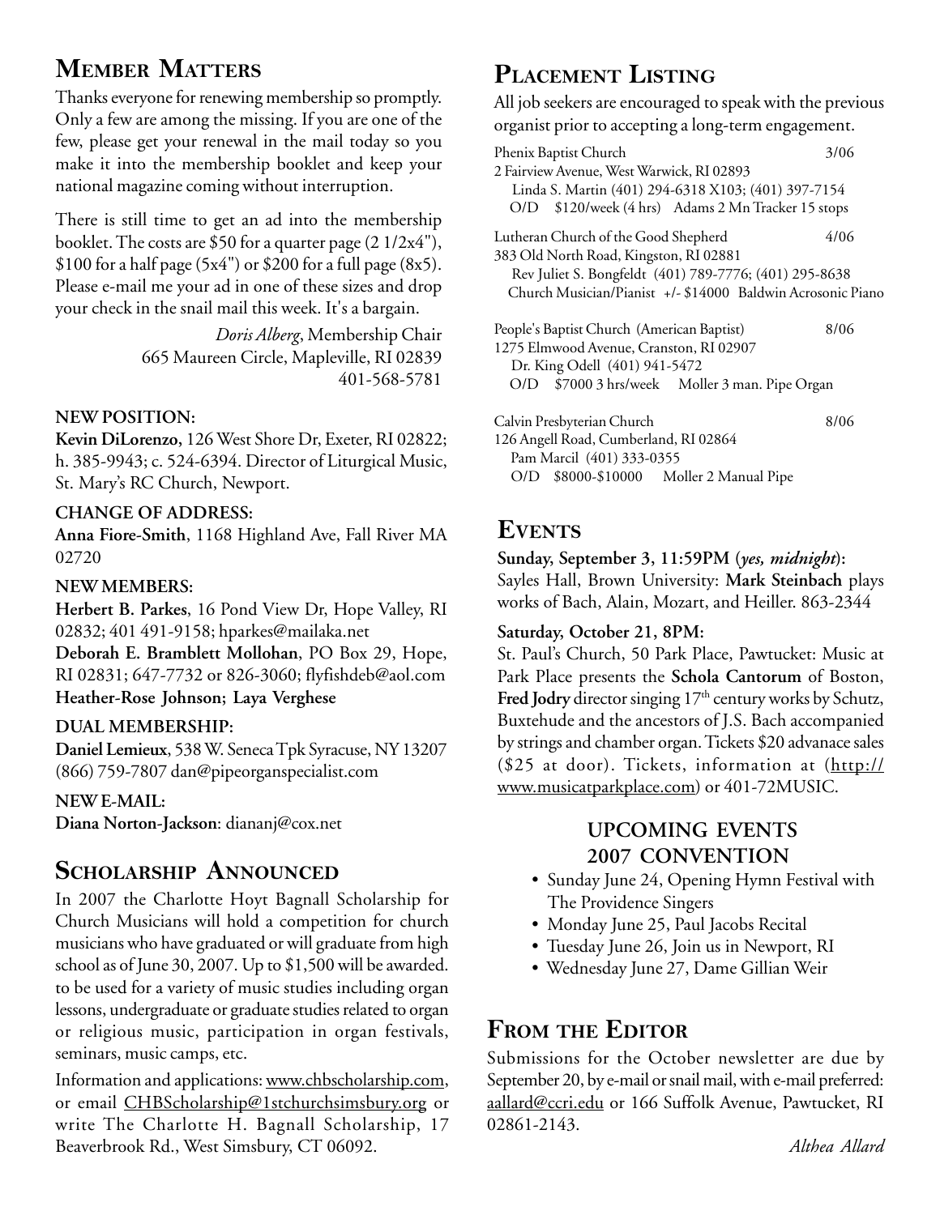## Member Matters

Thanks everyone for renewing membership so promptly. Only a few are among the missing. If you are one of the few, please get your renewal in the mail today so you make it into the membership booklet and keep your national magazine coming without interruption.

There is still time to get an ad into the membership booklet. The costs are $50 for a quarter page (2 1/2x4"), $100 for a half page (5x4") or $200 for a full page (8x5). Please e-mail me your ad in one of these sizes and drop your check in the snail mail this week. It's a bargain.

*Doris Alberg*, Membership Chair
665 Maureen Circle, Mapleville, RI 02839
401-568-5781

**NEW POSITION:**

**Kevin DiLorenzo,** 126 West Shore Dr, Exeter, RI 02822; h. 385-9943; c. 524-6394. Director of Liturgical Music, St. Mary's RC Church, Newport.

**CHANGE OF ADDRESS:**

**Anna Fiore-Smith**, 1168 Highland Ave, Fall River MA 02720

**NEW MEMBERS:**

**Herbert B. Parkes**, 16 Pond View Dr, Hope Valley, RI 02832; 401 491-9158; hparkes@mailaka.net

**Deborah E. Bramblett Mollohan**, PO Box 29, Hope, RI 02831; 647-7732 or 826-3060; flyfishdeb@aol.com

**Heather-Rose Johnson; Laya Verghese**

**DUAL MEMBERSHIP:**

**Daniel Lemieux**, 538 W. Seneca Tpk Syracuse, NY 13207 (866) 759-7807 dan@pipeorganspecialist.com

**NEW E-MAIL:**

**Diana Norton-Jackson**: diananj@cox.net

## Scholarship Announced

In 2007 the Charlotte Hoyt Bagnall Scholarship for Church Musicians will hold a competition for church musicians who have graduated or will graduate from high school as of June 30, 2007. Up to $1,500 will be awarded. to be used for a variety of music studies including organ lessons, undergraduate or graduate studies related to organ or religious music, participation in organ festivals, seminars, music camps, etc.

Information and applications: www.chbscholarship.com, or email CHBScholarship@1stchurchsimsbury.org or write The Charlotte H. Bagnall Scholarship, 17 Beaverbrook Rd., West Simsbury, CT 06092.

## Placement Listing

All job seekers are encouraged to speak with the previous organist prior to accepting a long-term engagement.

Phenix Baptist Church 3/06
2 Fairview Avenue, West Warwick, RI 02893
Linda S. Martin (401) 294-6318 X103; (401) 397-7154
O/D $120/week (4 hrs) Adams 2 Mn Tracker 15 stops

Lutheran Church of the Good Shepherd 4/06
383 Old North Road, Kingston, RI 02881
Rev Juliet S. Bongfeldt (401) 789-7776; (401) 295-8638
Church Musician/Pianist +/- $14000 Baldwin Acrosonic Piano

People's Baptist Church (American Baptist) 8/06
1275 Elmwood Avenue, Cranston, RI 02907
Dr. King Odell (401) 941-5472
O/D $7000 3 hrs/week Moller 3 man. Pipe Organ

Calvin Presbyterian Church 8/06
126 Angell Road, Cumberland, RI 02864
Pam Marcil (401) 333-0355
O/D $8000-$10000 Moller 2 Manual Pipe

## Events

**Sunday, September 3, 11:59PM (*yes, midnight*):**
Sayles Hall, Brown University: **Mark Steinbach** plays works of Bach, Alain, Mozart, and Heiller. 863-2344

**Saturday, October 21, 8PM:**
St. Paul's Church, 50 Park Place, Pawtucket: Music at Park Place presents the **Schola Cantorum** of Boston, **Fred Jodry** director singing 17th century works by Schutz, Buxtehude and the ancestors of J.S. Bach accompanied by strings and chamber organ. Tickets $20 advanace sales ($25 at door). Tickets, information at (http://www.musicatparkplace.com) or 401-72MUSIC.

### UPCOMING EVENTS 2007 CONVENTION

- Sunday June 24, Opening Hymn Festival with The Providence Singers
- Monday June 25, Paul Jacobs Recital
- Tuesday June 26, Join us in Newport, RI
- Wednesday June 27, Dame Gillian Weir

## From the Editor

Submissions for the October newsletter are due by September 20, by e-mail or snail mail, with e-mail preferred: aallard@ccri.edu or 166 Suffolk Avenue, Pawtucket, RI 02861-2143.

*Althea Allard*